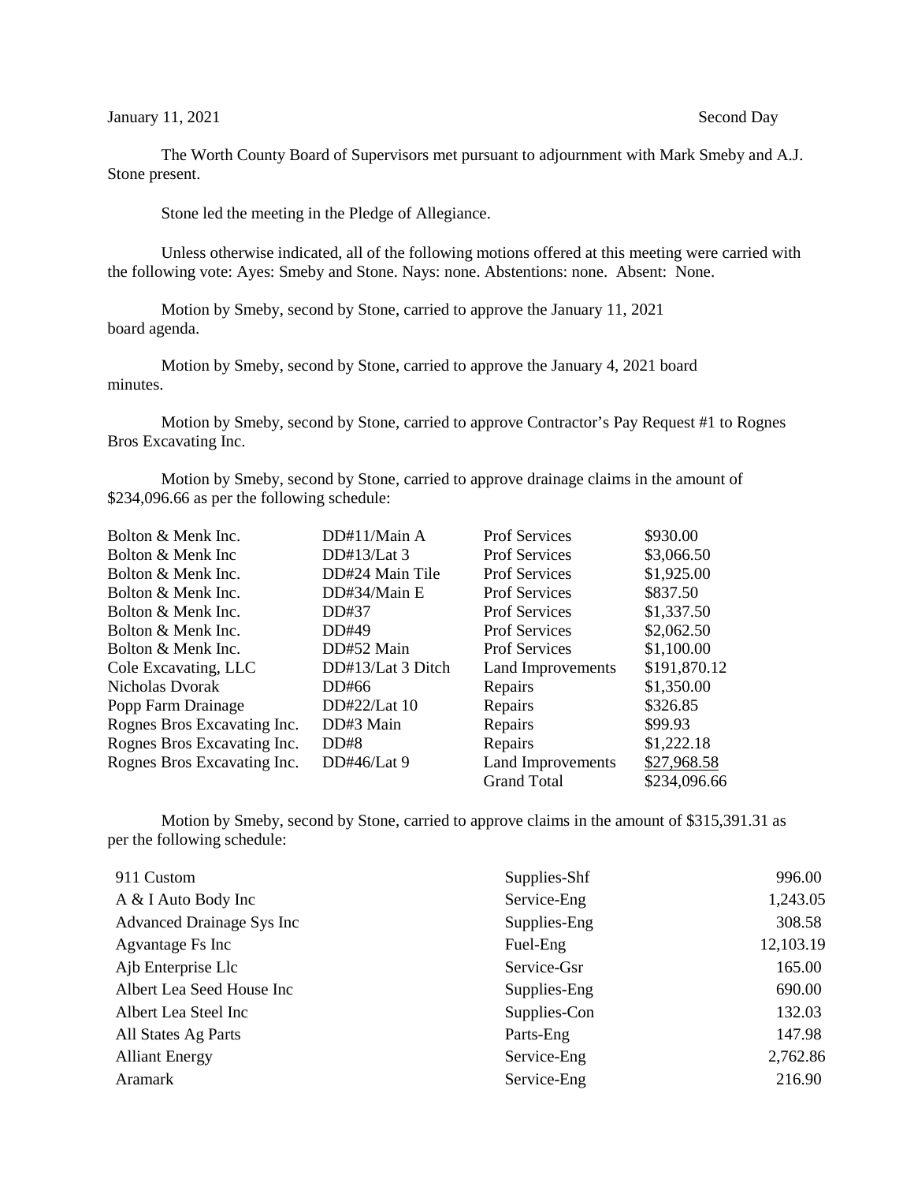January 11, 2021 Second Day

The Worth County Board of Supervisors met pursuant to adjournment with Mark Smeby and A.J. Stone present.

Stone led the meeting in the Pledge of Allegiance.

Unless otherwise indicated, all of the following motions offered at this meeting were carried with the following vote: Ayes: Smeby and Stone. Nays: none. Abstentions: none. Absent: None.

Motion by Smeby, second by Stone, carried to approve the January 11, 2021 board agenda.

Motion by Smeby, second by Stone, carried to approve the January 4, 2021 board minutes.

Motion by Smeby, second by Stone, carried to approve Contractor's Pay Request #1 to Rognes Bros Excavating Inc.

Motion by Smeby, second by Stone, carried to approve drainage claims in the amount of $234,096.66 as per the following schedule:

| | | | |
|---|---|---|---|
| Bolton & Menk Inc. | DD#11/Main A | Prof Services | $930.00 |
| Bolton & Menk Inc | DD#13/Lat 3 | Prof Services | $3,066.50 |
| Bolton & Menk Inc. | DD#24 Main Tile | Prof Services | $1,925.00 |
| Bolton & Menk Inc. | DD#34/Main E | Prof Services | $837.50 |
| Bolton & Menk Inc. | DD#37 | Prof Services | $1,337.50 |
| Bolton & Menk Inc. | DD#49 | Prof Services | $2,062.50 |
| Bolton & Menk Inc. | DD#52 Main | Prof Services | $1,100.00 |
| Cole Excavating, LLC | DD#13/Lat 3 Ditch | Land Improvements | $191,870.12 |
| Nicholas Dvorak | DD#66 | Repairs | $1,350.00 |
| Popp Farm Drainage | DD#22/Lat 10 | Repairs | $326.85 |
| Rognes Bros Excavating Inc. | DD#3 Main | Repairs | $99.93 |
| Rognes Bros Excavating Inc. | DD#8 | Repairs | $1,222.18 |
| Rognes Bros Excavating Inc. | DD#46/Lat 9 | Land Improvements | $27,968.58 |
| | | Grand Total | $234,096.66 |

Motion by Smeby, second by Stone, carried to approve claims in the amount of $315,391.31 as per the following schedule:

| | | |
|---|---|---|
| 911 Custom | Supplies-Shf | 996.00 |
| A & I Auto Body Inc | Service-Eng | 1,243.05 |
| Advanced Drainage Sys Inc | Supplies-Eng | 308.58 |
| Agvantage Fs Inc | Fuel-Eng | 12,103.19 |
| Ajb Enterprise Llc | Service-Gsr | 165.00 |
| Albert Lea Seed House Inc | Supplies-Eng | 690.00 |
| Albert Lea Steel Inc | Supplies-Con | 132.03 |
| All States Ag Parts | Parts-Eng | 147.98 |
| Alliant Energy | Service-Eng | 2,762.86 |
| Aramark | Service-Eng | 216.90 |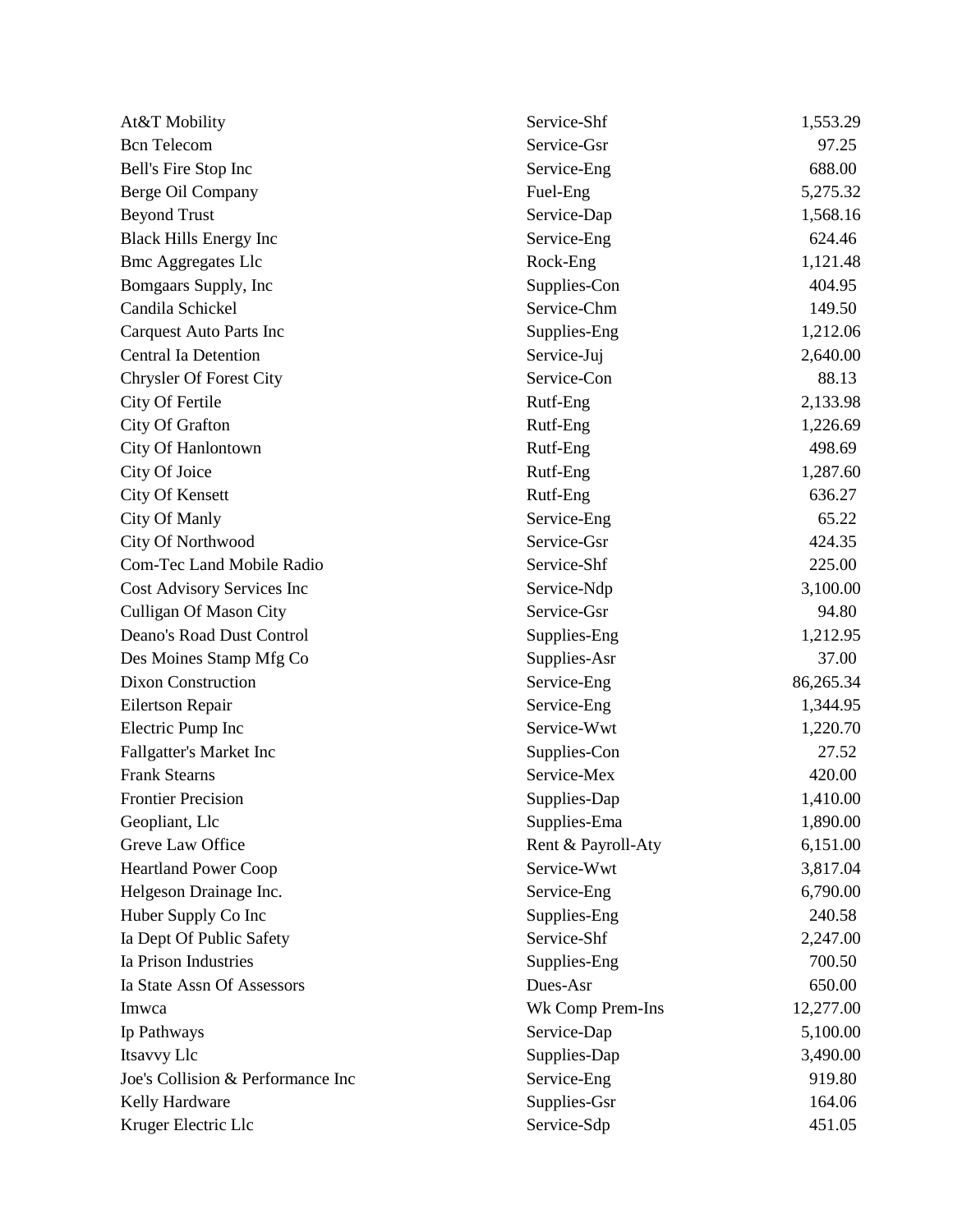| | | |
|---|---|---|
| At&T Mobility | Service-Shf | 1,553.29 |
| Bcn Telecom | Service-Gsr | 97.25 |
| Bell's Fire Stop Inc | Service-Eng | 688.00 |
| Berge Oil Company | Fuel-Eng | 5,275.32 |
| Beyond Trust | Service-Dap | 1,568.16 |
| Black Hills Energy Inc | Service-Eng | 624.46 |
| Bmc Aggregates Llc | Rock-Eng | 1,121.48 |
| Bomgaars Supply, Inc | Supplies-Con | 404.95 |
| Candila Schickel | Service-Chm | 149.50 |
| Carquest Auto Parts Inc | Supplies-Eng | 1,212.06 |
| Central Ia Detention | Service-Juj | 2,640.00 |
| Chrysler Of Forest City | Service-Con | 88.13 |
| City Of Fertile | Rutf-Eng | 2,133.98 |
| City Of Grafton | Rutf-Eng | 1,226.69 |
| City Of Hanlontown | Rutf-Eng | 498.69 |
| City Of Joice | Rutf-Eng | 1,287.60 |
| City Of Kensett | Rutf-Eng | 636.27 |
| City Of Manly | Service-Eng | 65.22 |
| City Of Northwood | Service-Gsr | 424.35 |
| Com-Tec Land Mobile Radio | Service-Shf | 225.00 |
| Cost Advisory Services Inc | Service-Ndp | 3,100.00 |
| Culligan Of Mason City | Service-Gsr | 94.80 |
| Deano's Road Dust Control | Supplies-Eng | 1,212.95 |
| Des Moines Stamp Mfg Co | Supplies-Asr | 37.00 |
| Dixon Construction | Service-Eng | 86,265.34 |
| Eilertson Repair | Service-Eng | 1,344.95 |
| Electric Pump Inc | Service-Wwt | 1,220.70 |
| Fallgatter's Market Inc | Supplies-Con | 27.52 |
| Frank Stearns | Service-Mex | 420.00 |
| Frontier Precision | Supplies-Dap | 1,410.00 |
| Geopliant, Llc | Supplies-Ema | 1,890.00 |
| Greve Law Office | Rent & Payroll-Aty | 6,151.00 |
| Heartland Power Coop | Service-Wwt | 3,817.04 |
| Helgeson Drainage Inc. | Service-Eng | 6,790.00 |
| Huber Supply Co Inc | Supplies-Eng | 240.58 |
| Ia Dept Of Public Safety | Service-Shf | 2,247.00 |
| Ia Prison Industries | Supplies-Eng | 700.50 |
| Ia State Assn Of Assessors | Dues-Asr | 650.00 |
| Imwca | Wk Comp Prem-Ins | 12,277.00 |
| Ip Pathways | Service-Dap | 5,100.00 |
| Itsavvy Llc | Supplies-Dap | 3,490.00 |
| Joe's Collision & Performance Inc | Service-Eng | 919.80 |
| Kelly Hardware | Supplies-Gsr | 164.06 |
| Kruger Electric Llc | Service-Sdp | 451.05 |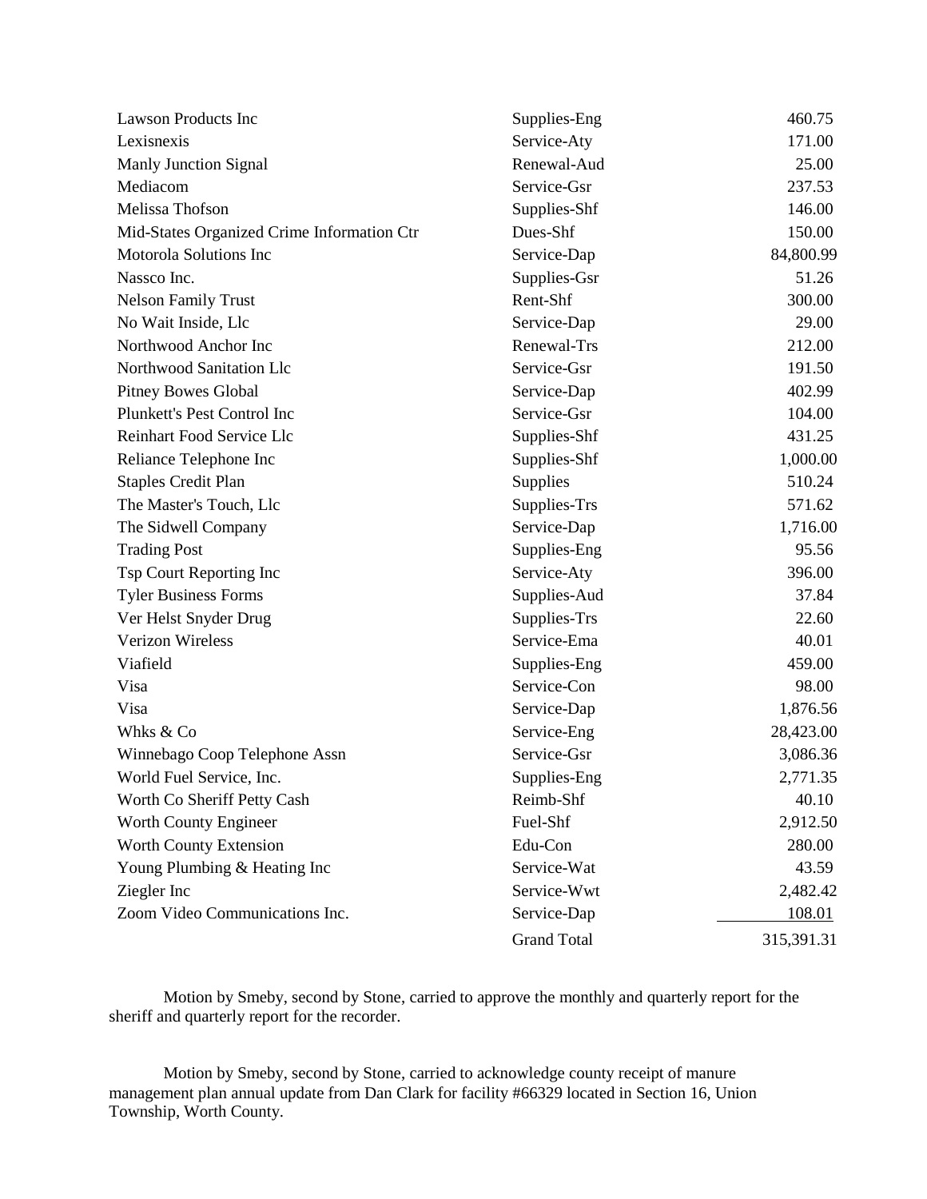| | | |
|---|---|---|
| Lawson Products Inc | Supplies-Eng | 460.75 |
| Lexisnexis | Service-Aty | 171.00 |
| Manly Junction Signal | Renewal-Aud | 25.00 |
| Mediacom | Service-Gsr | 237.53 |
| Melissa Thofson | Supplies-Shf | 146.00 |
| Mid-States Organized Crime Information Ctr | Dues-Shf | 150.00 |
| Motorola Solutions Inc | Service-Dap | 84,800.99 |
| Nassco Inc. | Supplies-Gsr | 51.26 |
| Nelson Family Trust | Rent-Shf | 300.00 |
| No Wait Inside, Llc | Service-Dap | 29.00 |
| Northwood Anchor Inc | Renewal-Trs | 212.00 |
| Northwood Sanitation Llc | Service-Gsr | 191.50 |
| Pitney Bowes Global | Service-Dap | 402.99 |
| Plunkett's Pest Control Inc | Service-Gsr | 104.00 |
| Reinhart Food Service Llc | Supplies-Shf | 431.25 |
| Reliance Telephone Inc | Supplies-Shf | 1,000.00 |
| Staples Credit Plan | Supplies | 510.24 |
| The Master's Touch, Llc | Supplies-Trs | 571.62 |
| The Sidwell Company | Service-Dap | 1,716.00 |
| Trading Post | Supplies-Eng | 95.56 |
| Tsp Court Reporting Inc | Service-Aty | 396.00 |
| Tyler Business Forms | Supplies-Aud | 37.84 |
| Ver Helst Snyder Drug | Supplies-Trs | 22.60 |
| Verizon Wireless | Service-Ema | 40.01 |
| Viafield | Supplies-Eng | 459.00 |
| Visa | Service-Con | 98.00 |
| Visa | Service-Dap | 1,876.56 |
| Whks & Co | Service-Eng | 28,423.00 |
| Winnebago Coop Telephone Assn | Service-Gsr | 3,086.36 |
| World Fuel Service, Inc. | Supplies-Eng | 2,771.35 |
| Worth Co Sheriff Petty Cash | Reimb-Shf | 40.10 |
| Worth County Engineer | Fuel-Shf | 2,912.50 |
| Worth County Extension | Edu-Con | 280.00 |
| Young Plumbing & Heating Inc | Service-Wat | 43.59 |
| Ziegler Inc | Service-Wwt | 2,482.42 |
| Zoom Video Communications Inc. | Service-Dap | 108.01 |
| | Grand Total | 315,391.31 |

Motion by Smeby, second by Stone, carried to approve the monthly and quarterly report for the sheriff and quarterly report for the recorder.

Motion by Smeby, second by Stone, carried to acknowledge county receipt of manure management plan annual update from Dan Clark for facility #66329 located in Section 16, Union Township, Worth County.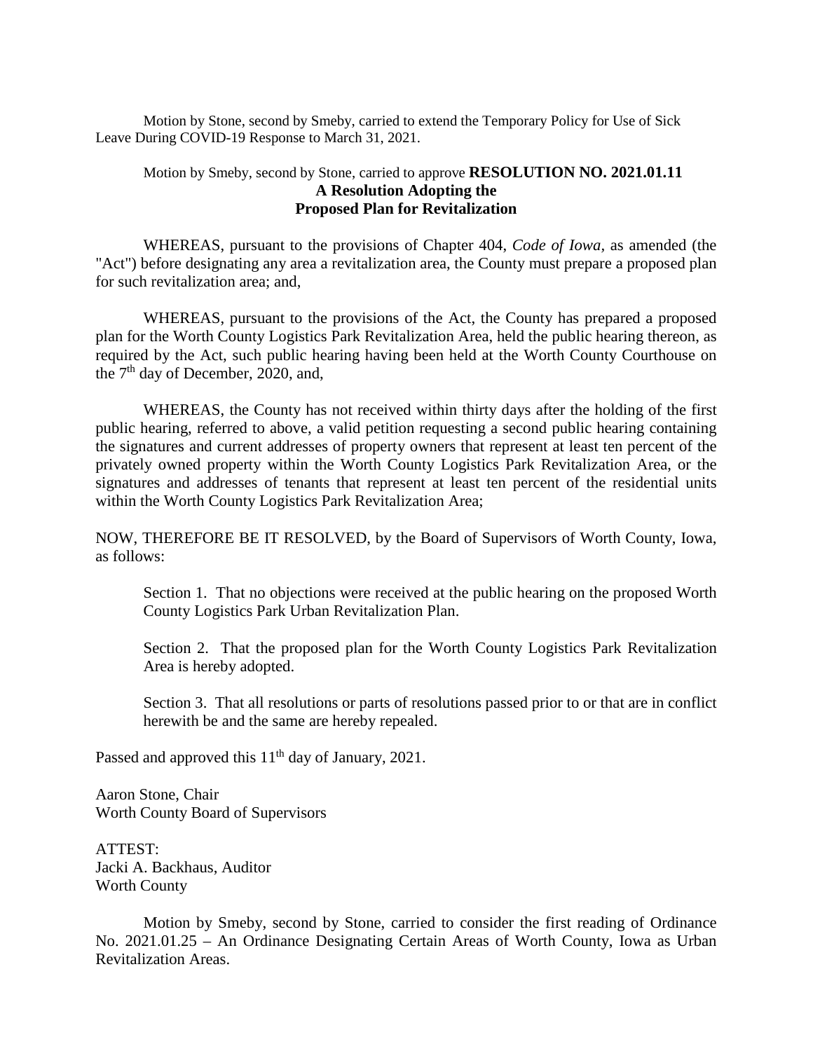Motion by Stone, second by Smeby, carried to extend the Temporary Policy for Use of Sick Leave During COVID-19 Response to March 31, 2021.

Motion by Smeby, second by Stone, carried to approve **RESOLUTION NO. 2021.01.11**
**A Resolution Adopting the**
**Proposed Plan for Revitalization**

WHEREAS, pursuant to the provisions of Chapter 404, *Code of Iowa*, as amended (the "Act") before designating any area a revitalization area, the County must prepare a proposed plan for such revitalization area; and,

WHEREAS, pursuant to the provisions of the Act, the County has prepared a proposed plan for the Worth County Logistics Park Revitalization Area, held the public hearing thereon, as required by the Act, such public hearing having been held at the Worth County Courthouse on the 7th day of December, 2020, and,

WHEREAS, the County has not received within thirty days after the holding of the first public hearing, referred to above, a valid petition requesting a second public hearing containing the signatures and current addresses of property owners that represent at least ten percent of the privately owned property within the Worth County Logistics Park Revitalization Area, or the signatures and addresses of tenants that represent at least ten percent of the residential units within the Worth County Logistics Park Revitalization Area;

NOW, THEREFORE BE IT RESOLVED, by the Board of Supervisors of Worth County, Iowa, as follows:

Section 1. That no objections were received at the public hearing on the proposed Worth County Logistics Park Urban Revitalization Plan.

Section 2. That the proposed plan for the Worth County Logistics Park Revitalization Area is hereby adopted.

Section 3. That all resolutions or parts of resolutions passed prior to or that are in conflict herewith be and the same are hereby repealed.

Passed and approved this 11th day of January, 2021.

Aaron Stone, Chair
Worth County Board of Supervisors

ATTEST:
Jacki A. Backhaus, Auditor
Worth County

Motion by Smeby, second by Stone, carried to consider the first reading of Ordinance No. 2021.01.25 – An Ordinance Designating Certain Areas of Worth County, Iowa as Urban Revitalization Areas.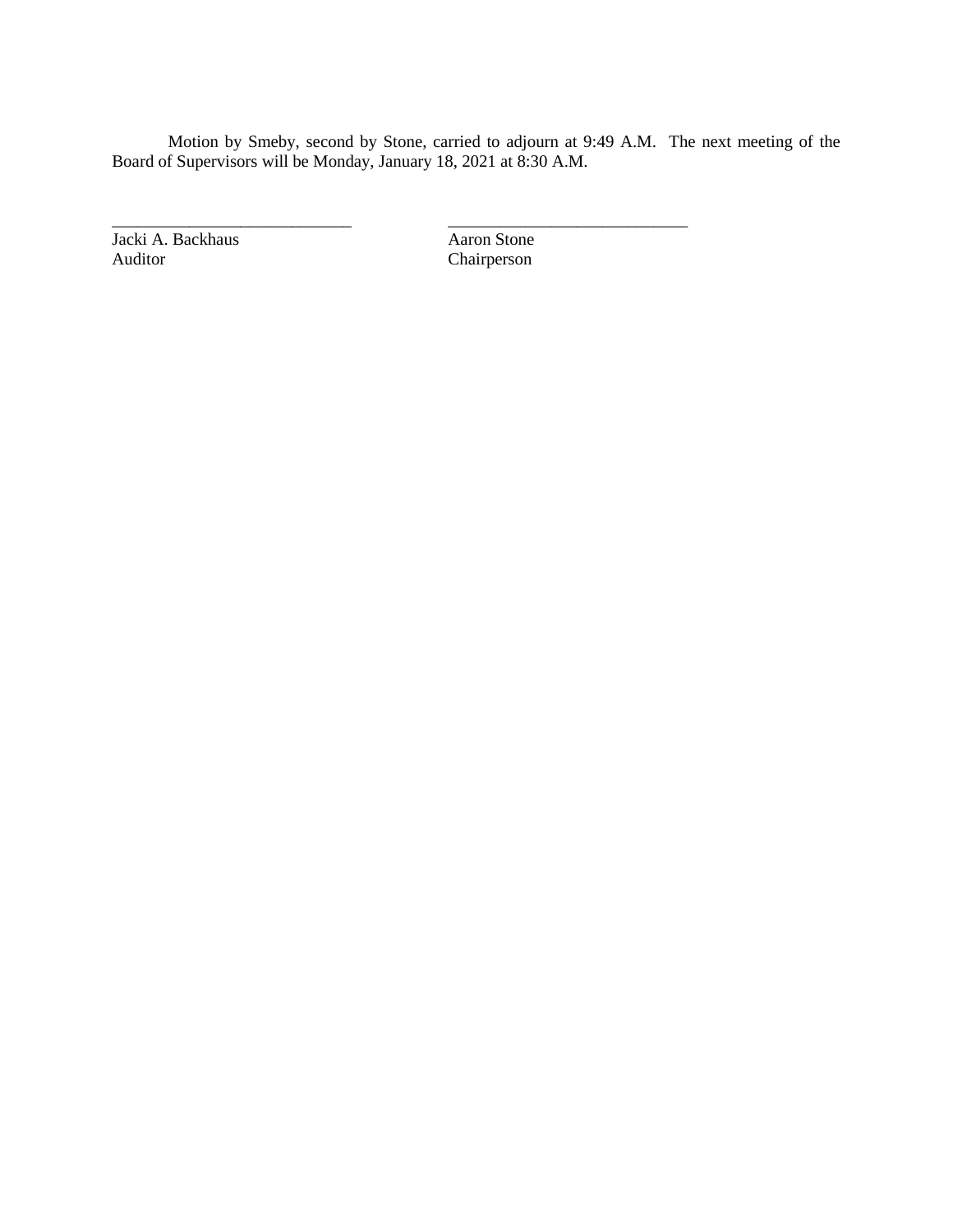Motion by Smeby, second by Stone, carried to adjourn at 9:49 A.M. The next meeting of the Board of Supervisors will be Monday, January 18, 2021 at 8:30 A.M.

| | |
|---|---|
| ____________________________ | ____________________________ |
| Jacki A. Backhaus | Aaron Stone |
| Auditor | Chairperson |